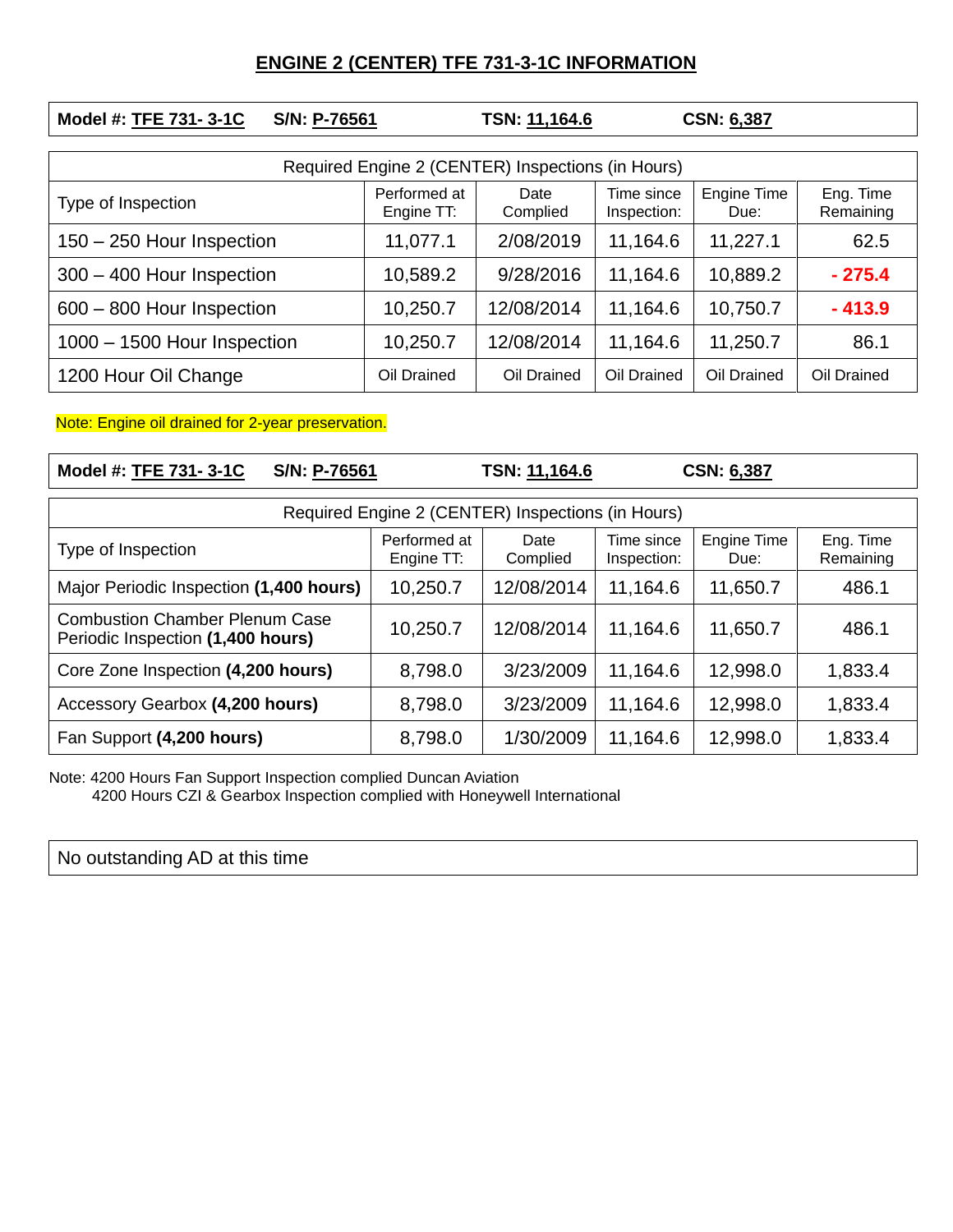# ENGINE 2 (CENTER) TFE 731-3-1C INFORMATION

**Model #: TFE 731- 3-1C** **S/N: P-76561** **TSN: 11,164.6** **CSN: 6,387**

| Required Engine 2 (CENTER) Inspections (in Hours) | | | | | |
|---|---|---|---|---|---|
| Type of Inspection | Performed at Engine TT: | Date Complied | Time since Inspection: | Engine Time Due: | Eng. Time Remaining |
| 150 – 250 Hour Inspection | 11,077.1 | 2/08/2019 | 11,164.6 | 11,227.1 | 62.5 |
| 300 – 400 Hour Inspection | 10,589.2 | 9/28/2016 | 11,164.6 | 10,889.2 | **- 275.4** |
| 600 – 800 Hour Inspection | 10,250.7 | 12/08/2014 | 11,164.6 | 10,750.7 | **- 413.9** |
| 1000 – 1500 Hour Inspection | 10,250.7 | 12/08/2014 | 11,164.6 | 11,250.7 | 86.1 |
| 1200 Hour Oil Change | Oil Drained | Oil Drained | Oil Drained | Oil Drained | Oil Drained |

Note: Engine oil drained for 2-year preservation.

**Model #: TFE 731- 3-1C** **S/N: P-76561** **TSN: 11,164.6** **CSN: 6,387**

| Required Engine 2 (CENTER) Inspections (in Hours) | | | | | |
|---|---|---|---|---|---|
| Type of Inspection | Performed at Engine TT: | Date Complied | Time since Inspection: | Engine Time Due: | Eng. Time Remaining |
| Major Periodic Inspection **(1,400 hours)** | 10,250.7 | 12/08/2014 | 11,164.6 | 11,650.7 | 486.1 |
| Combustion Chamber Plenum Case Periodic Inspection **(1,400 hours)** | 10,250.7 | 12/08/2014 | 11,164.6 | 11,650.7 | 486.1 |
| Core Zone Inspection **(4,200 hours)** | 8,798.0 | 3/23/2009 | 11,164.6 | 12,998.0 | 1,833.4 |
| Accessory Gearbox **(4,200 hours)** | 8,798.0 | 3/23/2009 | 11,164.6 | 12,998.0 | 1,833.4 |
| Fan Support **(4,200 hours)** | 8,798.0 | 1/30/2009 | 11,164.6 | 12,998.0 | 1,833.4 |

Note: 4200 Hours Fan Support Inspection complied Duncan Aviation
4200 Hours CZI & Gearbox Inspection complied with Honeywell International

No outstanding AD at this time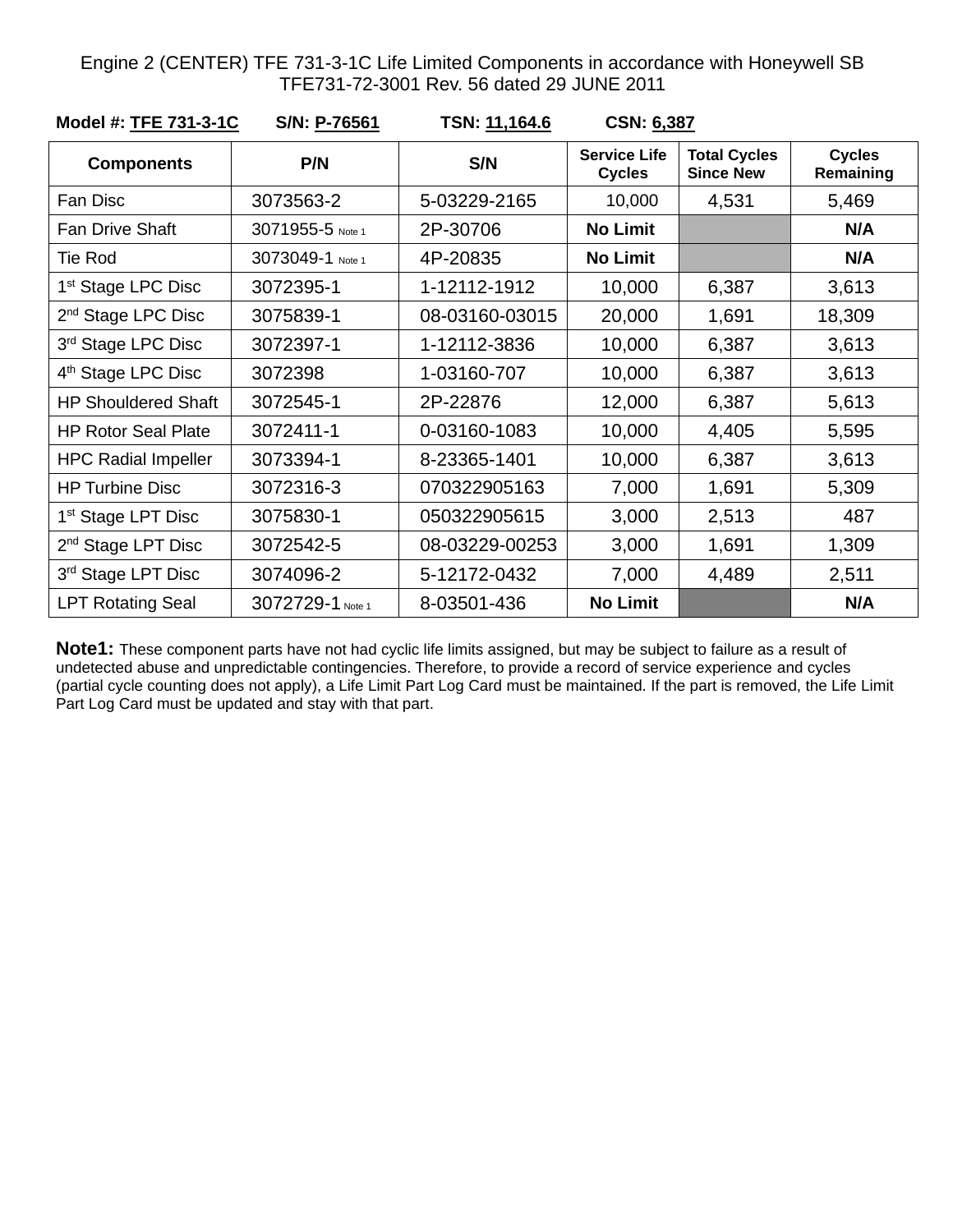Engine 2 (CENTER) TFE 731-3-1C Life Limited Components in accordance with Honeywell SB TFE731-72-3001 Rev. 56 dated 29 JUNE 2011

**Model #: TFE 731-3-1C** **S/N: P-76561** **TSN: 11,164.6** **CSN: 6,387**

| Components | P/N | S/N | Service Life Cycles | Total Cycles Since New | Cycles Remaining |
|---|---|---|---|---|---|
| Fan Disc | 3073563-2 | 5-03229-2165 | 10,000 | 4,531 | 5,469 |
| Fan Drive Shaft | 3071955-5 Note 1 | 2P-30706 | **No Limit** | | **N/A** |
| Tie Rod | 3073049-1 Note 1 | 4P-20835 | **No Limit** | | **N/A** |
| 1st Stage LPC Disc | 3072395-1 | 1-12112-1912 | 10,000 | 6,387 | 3,613 |
| 2nd Stage LPC Disc | 3075839-1 | 08-03160-03015 | 20,000 | 1,691 | 18,309 |
| 3rd Stage LPC Disc | 3072397-1 | 1-12112-3836 | 10,000 | 6,387 | 3,613 |
| 4th Stage LPC Disc | 3072398 | 1-03160-707 | 10,000 | 6,387 | 3,613 |
| HP Shouldered Shaft | 3072545-1 | 2P-22876 | 12,000 | 6,387 | 5,613 |
| HP Rotor Seal Plate | 3072411-1 | 0-03160-1083 | 10,000 | 4,405 | 5,595 |
| HPC Radial Impeller | 3073394-1 | 8-23365-1401 | 10,000 | 6,387 | 3,613 |
| HP Turbine Disc | 3072316-3 | 070322905163 | 7,000 | 1,691 | 5,309 |
| 1st Stage LPT Disc | 3075830-1 | 050322905615 | 3,000 | 2,513 | 487 |
| 2nd Stage LPT Disc | 3072542-5 | 08-03229-00253 | 3,000 | 1,691 | 1,309 |
| 3rd Stage LPT Disc | 3074096-2 | 5-12172-0432 | 7,000 | 4,489 | 2,511 |
| LPT Rotating Seal | 3072729-1 Note 1 | 8-03501-436 | **No Limit** | | **N/A** |

**Note1:** These component parts have not had cyclic life limits assigned, but may be subject to failure as a result of undetected abuse and unpredictable contingencies. Therefore, to provide a record of service experience and cycles (partial cycle counting does not apply), a Life Limit Part Log Card must be maintained. If the part is removed, the Life Limit Part Log Card must be updated and stay with that part.